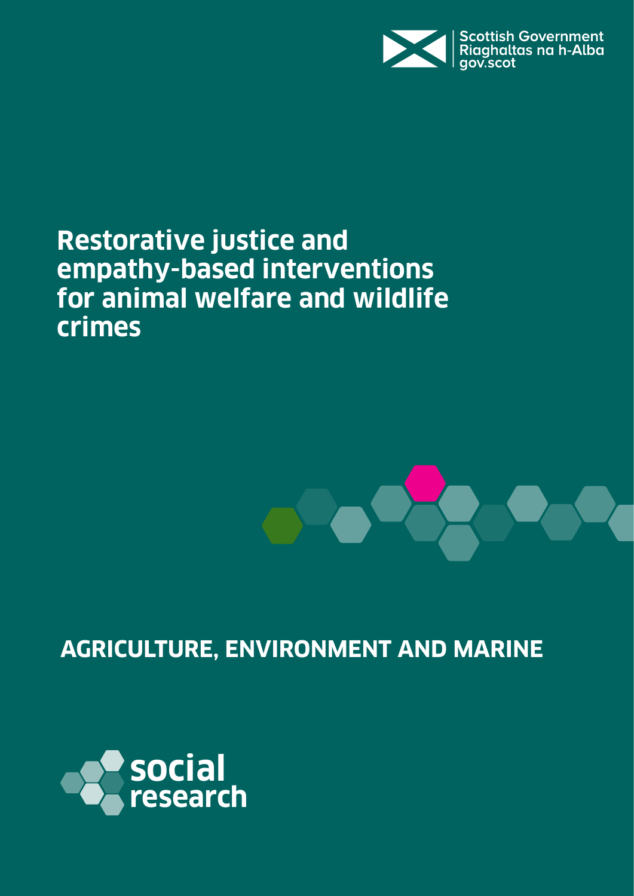Scottish Government
Riaghaltas na h-Alba
gov.scot

# Restorative justice and empathy-based interventions for animal welfare and wildlife crimes

## AGRICULTURE, ENVIRONMENT AND MARINE

social research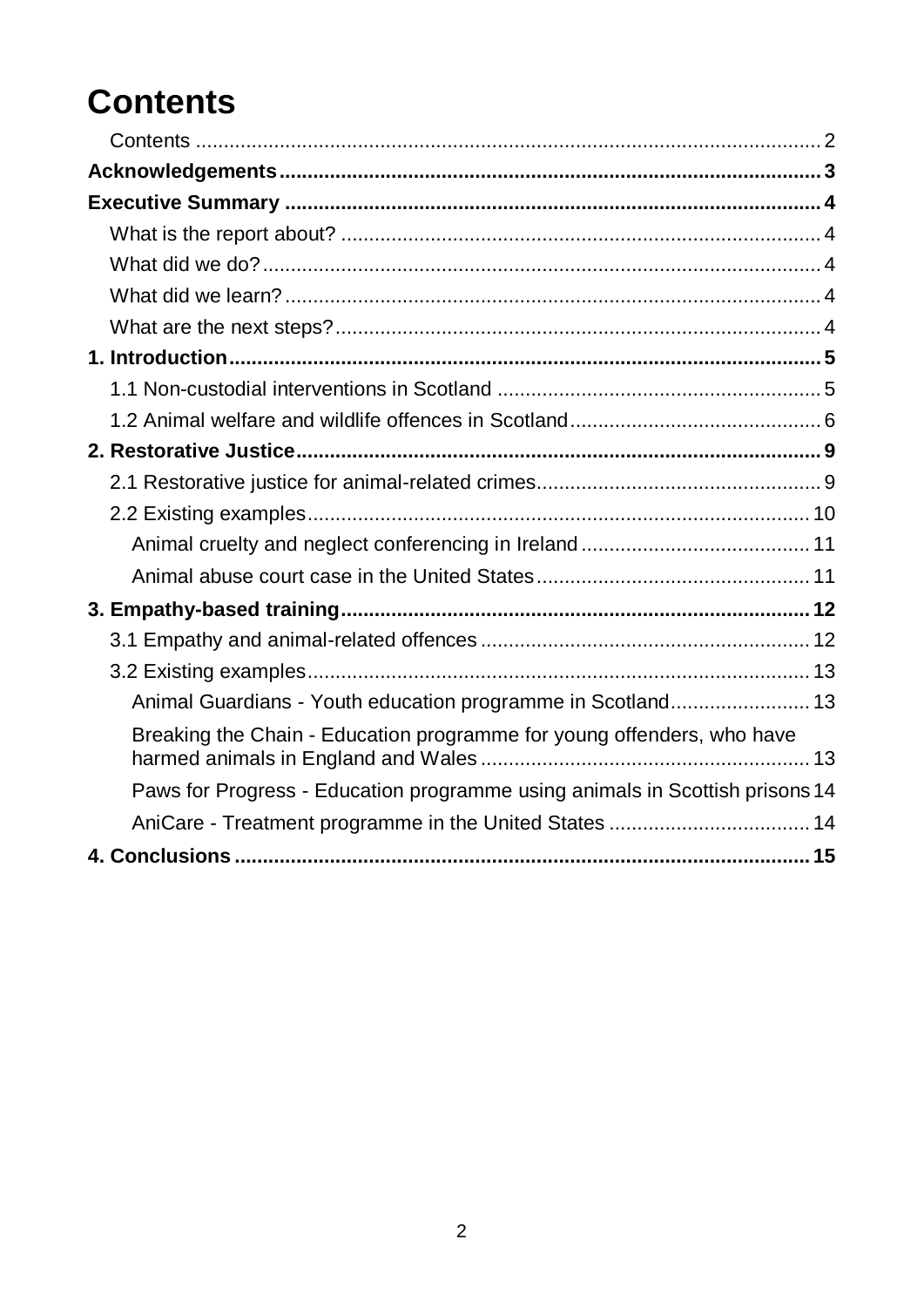# Contents

- Contents 2
- **Acknowledgements 3**
- **Executive Summary 4**
  - What is the report about? 4
  - What did we do? 4
  - What did we learn? 4
  - What are the next steps? 4
- **1. Introduction 5**
  - 1.1 Non-custodial interventions in Scotland 5
  - 1.2 Animal welfare and wildlife offences in Scotland 6
- **2. Restorative Justice 9**
  - 2.1 Restorative justice for animal-related crimes 9
  - 2.2 Existing examples 10
    - Animal cruelty and neglect conferencing in Ireland 11
    - Animal abuse court case in the United States 11
- **3. Empathy-based training 12**
  - 3.1 Empathy and animal-related offences 12
  - 3.2 Existing examples 13
    - Animal Guardians - Youth education programme in Scotland 13
    - Breaking the Chain - Education programme for young offenders, who have harmed animals in England and Wales 13
    - Paws for Progress - Education programme using animals in Scottish prisons 14
    - AniCare - Treatment programme in the United States 14
- **4. Conclusions 15**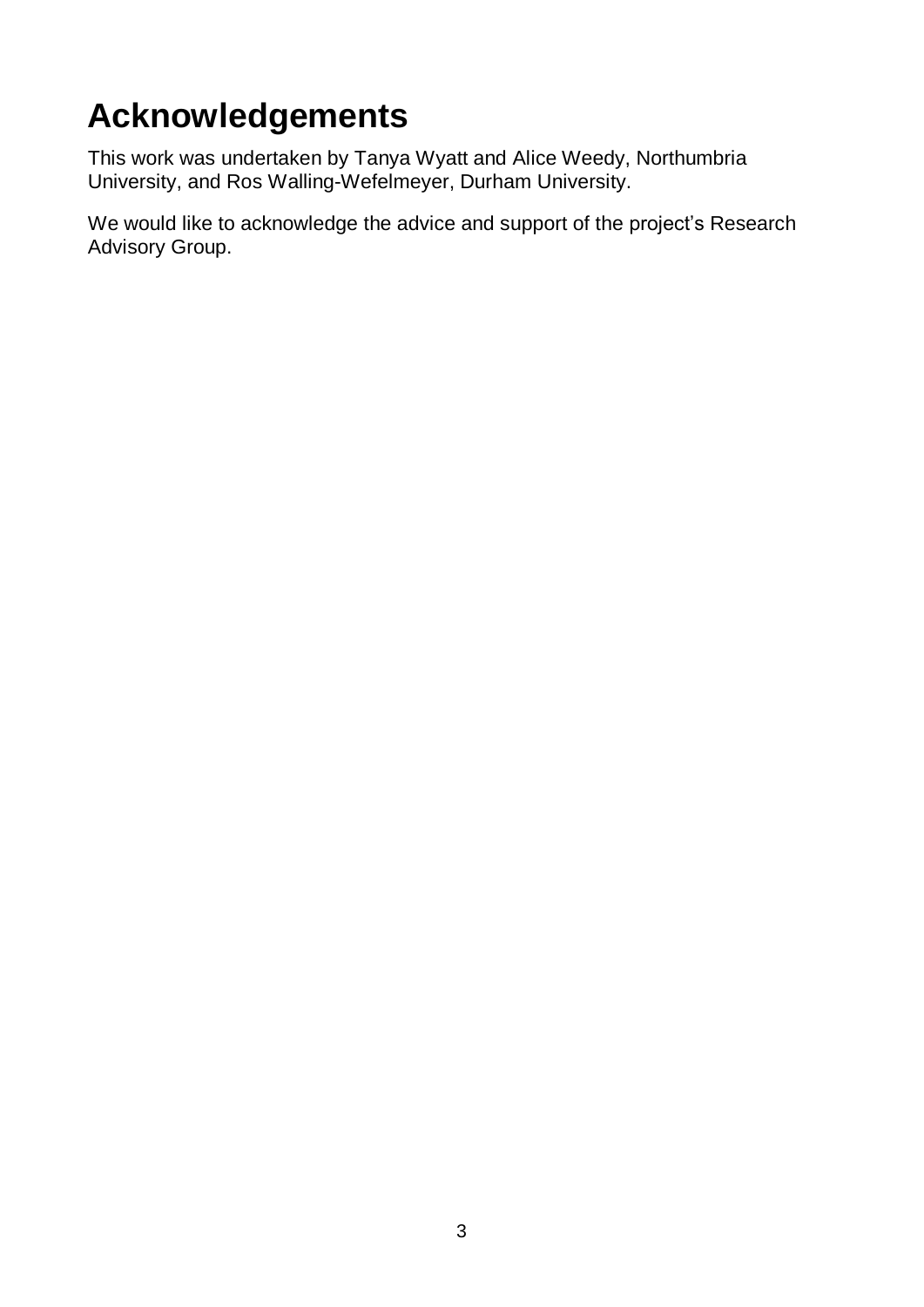# Acknowledgements

This work was undertaken by Tanya Wyatt and Alice Weedy, Northumbria University, and Ros Walling-Wefelmeyer, Durham University.

We would like to acknowledge the advice and support of the project's Research Advisory Group.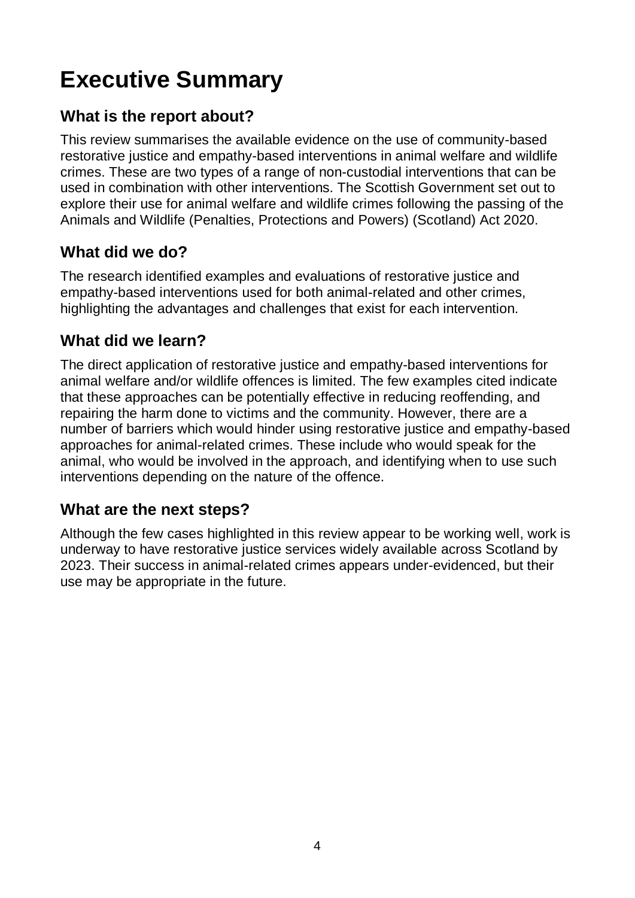# Executive Summary

## What is the report about?

This review summarises the available evidence on the use of community-based restorative justice and empathy-based interventions in animal welfare and wildlife crimes. These are two types of a range of non-custodial interventions that can be used in combination with other interventions. The Scottish Government set out to explore their use for animal welfare and wildlife crimes following the passing of the Animals and Wildlife (Penalties, Protections and Powers) (Scotland) Act 2020.

## What did we do?

The research identified examples and evaluations of restorative justice and empathy-based interventions used for both animal-related and other crimes, highlighting the advantages and challenges that exist for each intervention.

## What did we learn?

The direct application of restorative justice and empathy-based interventions for animal welfare and/or wildlife offences is limited. The few examples cited indicate that these approaches can be potentially effective in reducing reoffending, and repairing the harm done to victims and the community. However, there are a number of barriers which would hinder using restorative justice and empathy-based approaches for animal-related crimes. These include who would speak for the animal, who would be involved in the approach, and identifying when to use such interventions depending on the nature of the offence.

## What are the next steps?

Although the few cases highlighted in this review appear to be working well, work is underway to have restorative justice services widely available across Scotland by 2023. Their success in animal-related crimes appears under-evidenced, but their use may be appropriate in the future.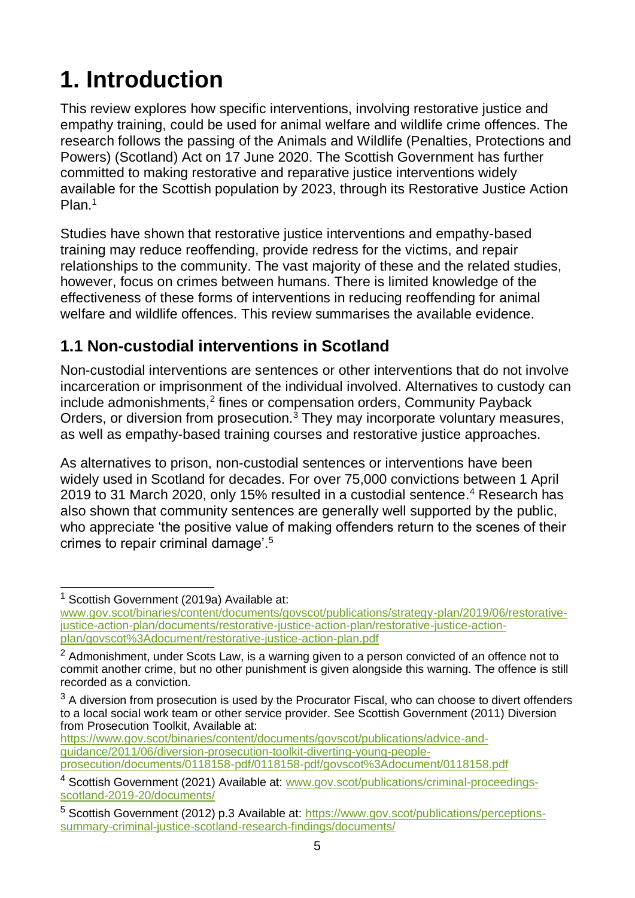# 1. Introduction

This review explores how specific interventions, involving restorative justice and empathy training, could be used for animal welfare and wildlife crime offences. The research follows the passing of the Animals and Wildlife (Penalties, Protections and Powers) (Scotland) Act on 17 June 2020. The Scottish Government has further committed to making restorative and reparative justice interventions widely available for the Scottish population by 2023, through its Restorative Justice Action Plan.[1]

Studies have shown that restorative justice interventions and empathy-based training may reduce reoffending, provide redress for the victims, and repair relationships to the community. The vast majority of these and the related studies, however, focus on crimes between humans. There is limited knowledge of the effectiveness of these forms of interventions in reducing reoffending for animal welfare and wildlife offences. This review summarises the available evidence.

## 1.1 Non-custodial interventions in Scotland

Non-custodial interventions are sentences or other interventions that do not involve incarceration or imprisonment of the individual involved. Alternatives to custody can include admonishments,[2] fines or compensation orders, Community Payback Orders, or diversion from prosecution.[3] They may incorporate voluntary measures, as well as empathy-based training courses and restorative justice approaches.

As alternatives to prison, non-custodial sentences or interventions have been widely used in Scotland for decades. For over 75,000 convictions between 1 April 2019 to 31 March 2020, only 15% resulted in a custodial sentence.[4] Research has also shown that community sentences are generally well supported by the public, who appreciate 'the positive value of making offenders return to the scenes of their crimes to repair criminal damage'.[5]

---

[1] Scottish Government (2019a) Available at: www.gov.scot/binaries/content/documents/govscot/publications/strategy-plan/2019/06/restorative-justice-action-plan/documents/restorative-justice-action-plan/restorative-justice-action-plan/govscot%3Adocument/restorative-justice-action-plan.pdf

[2] Admonishment, under Scots Law, is a warning given to a person convicted of an offence not to commit another crime, but no other punishment is given alongside this warning. The offence is still recorded as a conviction.

[3] A diversion from prosecution is used by the Procurator Fiscal, who can choose to divert offenders to a local social work team or other service provider. See Scottish Government (2011) Diversion from Prosecution Toolkit, Available at: https://www.gov.scot/binaries/content/documents/govscot/publications/advice-and-guidance/2011/06/diversion-prosecution-toolkit-diverting-young-people-prosecution/documents/0118158-pdf/0118158-pdf/govscot%3Adocument/0118158.pdf

[4] Scottish Government (2021) Available at: www.gov.scot/publications/criminal-proceedings-scotland-2019-20/documents/

[5] Scottish Government (2012) p.3 Available at: https://www.gov.scot/publications/perceptions-summary-criminal-justice-scotland-research-findings/documents/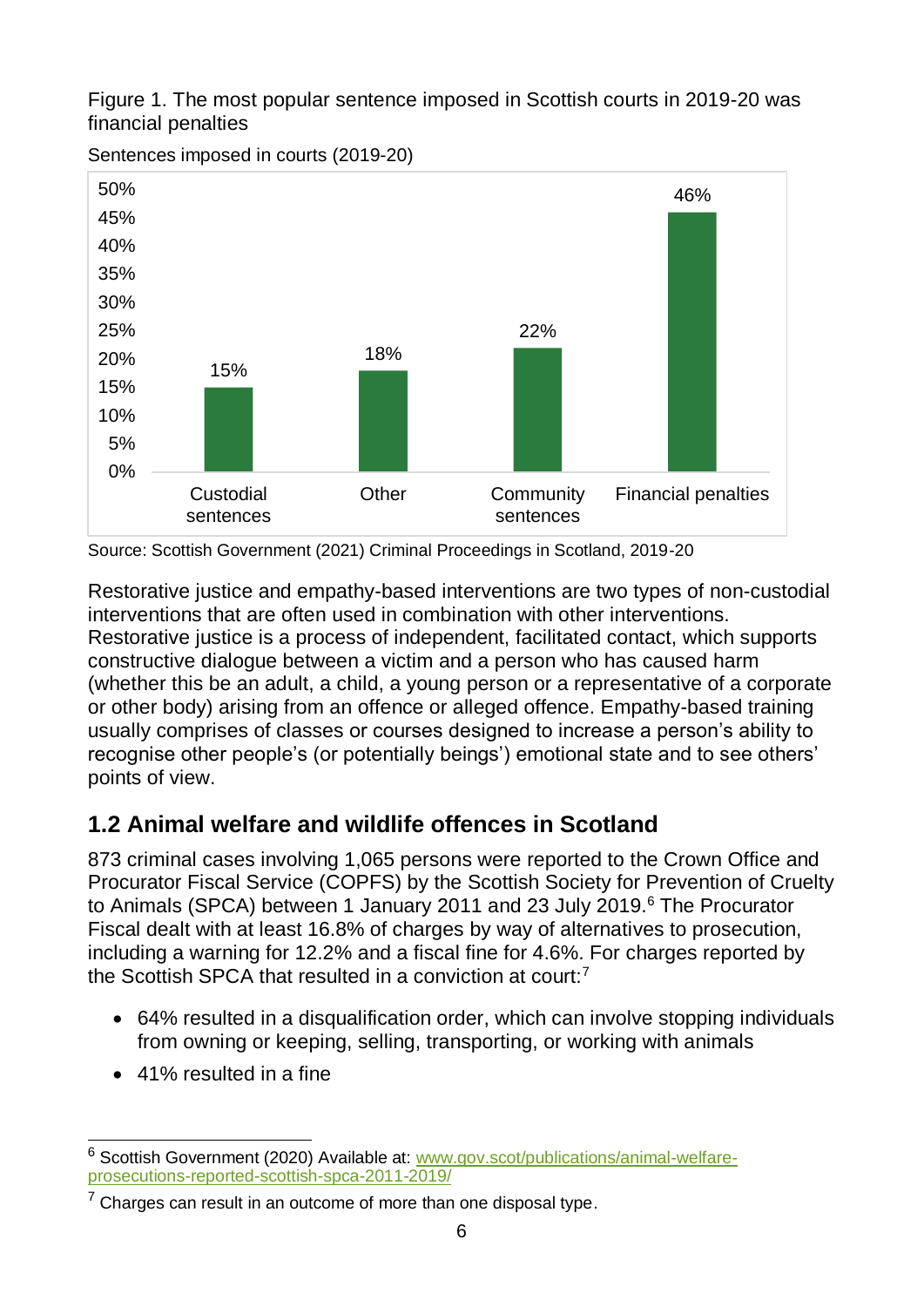Figure 1. The most popular sentence imposed in Scottish courts in 2019-20 was financial penalties

Sentences imposed in courts (2019-20)

50%
45%
40%
35%
30%
25%
20%
15%
10%
5%
0%

15%
18%
22%
46%

Custodial sentences
Other
Community sentences
Financial penalties

Source: Scottish Government (2021) Criminal Proceedings in Scotland, 2019-20

Restorative justice and empathy-based interventions are two types of non-custodial interventions that are often used in combination with other interventions. Restorative justice is a process of independent, facilitated contact, which supports constructive dialogue between a victim and a person who has caused harm (whether this be an adult, a child, a young person or a representative of a corporate or other body) arising from an offence or alleged offence. Empathy-based training usually comprises of classes or courses designed to increase a person's ability to recognise other people's (or potentially beings') emotional state and to see others' points of view.

## 1.2 Animal welfare and wildlife offences in Scotland

873 criminal cases involving 1,065 persons were reported to the Crown Office and Procurator Fiscal Service (COPFS) by the Scottish Society for Prevention of Cruelty to Animals (SPCA) between 1 January 2011 and 23 July 2019.[6] The Procurator Fiscal dealt with at least 16.8% of charges by way of alternatives to prosecution, including a warning for 12.2% and a fiscal fine for 4.6%. For charges reported by the Scottish SPCA that resulted in a conviction at court:[7]

- 64% resulted in a disqualification order, which can involve stopping individuals from owning or keeping, selling, transporting, or working with animals
- 41% resulted in a fine

[6] Scottish Government (2020) Available at: www.gov.scot/publications/animal-welfare-prosecutions-reported-scottish-spca-2011-2019/

[7] Charges can result in an outcome of more than one disposal type.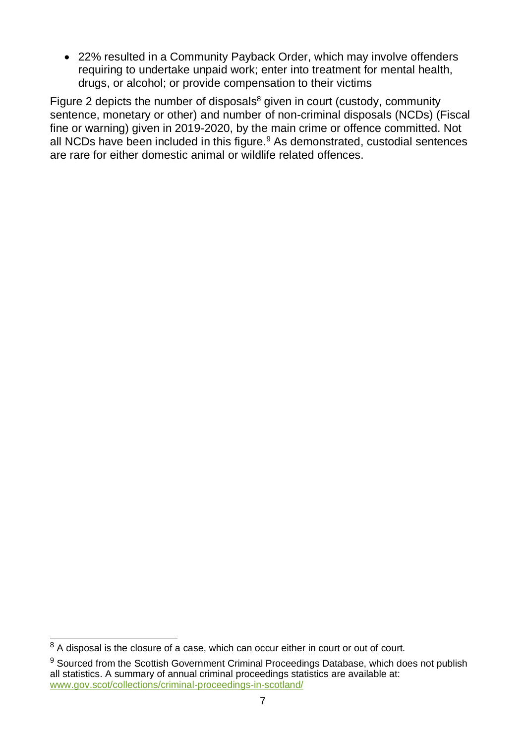- 22% resulted in a Community Payback Order, which may involve offenders requiring to undertake unpaid work; enter into treatment for mental health, drugs, or alcohol; or provide compensation to their victims

Figure 2 depicts the number of disposals[8] given in court (custody, community sentence, monetary or other) and number of non-criminal disposals (NCDs) (Fiscal fine or warning) given in 2019-2020, by the main crime or offence committed. Not all NCDs have been included in this figure.[9] As demonstrated, custodial sentences are rare for either domestic animal or wildlife related offences.

---

[8] A disposal is the closure of a case, which can occur either in court or out of court.

[9] Sourced from the Scottish Government Criminal Proceedings Database, which does not publish all statistics. A summary of annual criminal proceedings statistics are available at: [www.gov.scot/collections/criminal-proceedings-in-scotland/](www.gov.scot/collections/criminal-proceedings-in-scotland/)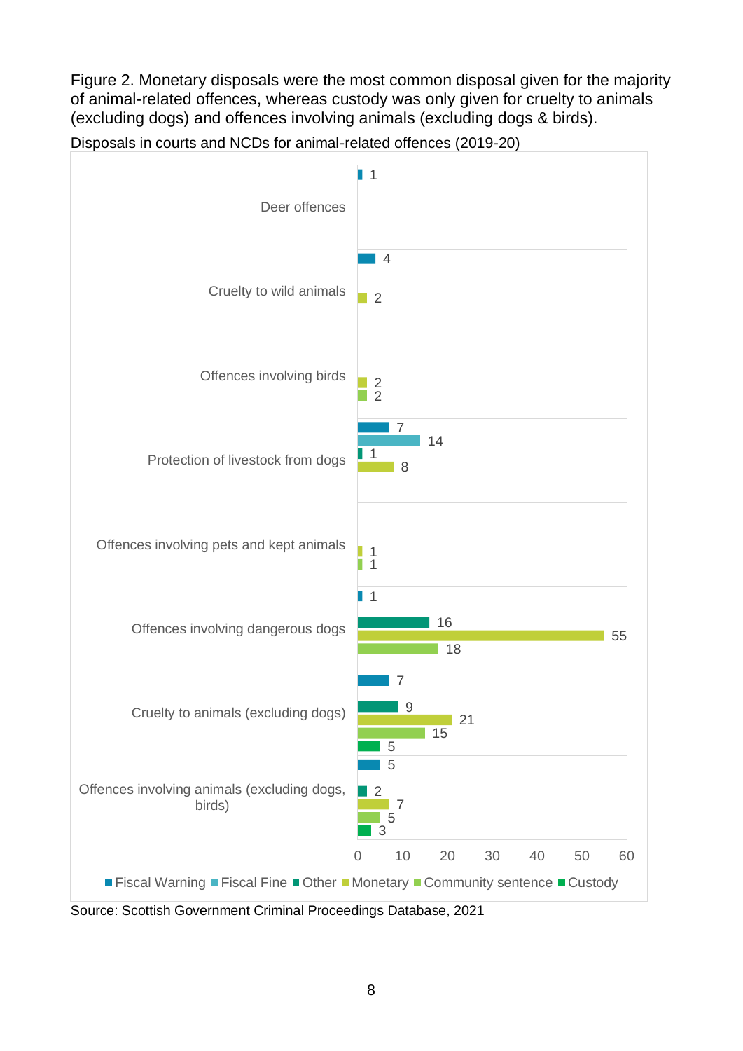Figure 2. Monetary disposals were the most common disposal given for the majority of animal-related offences, whereas custody was only given for cruelty to animals (excluding dogs) and offences involving animals (excluding dogs & birds).

Disposals in courts and NCDs for animal-related offences (2019-20)

Deer offences
1

Cruelty to wild animals
4
2

Offences involving birds
2
2

Protection of livestock from dogs
7
14
1
8

Offences involving pets and kept animals
1
1

Offences involving dangerous dogs
1
16
55
18

Cruelty to animals (excluding dogs)
7
9
21
15
5

Offences involving animals (excluding dogs, birds)
5
2
7
5
3

0 10 20 30 40 50 60

Fiscal Warning, Fiscal Fine, Other, Monetary, Community sentence, Custody

Source: Scottish Government Criminal Proceedings Database, 2021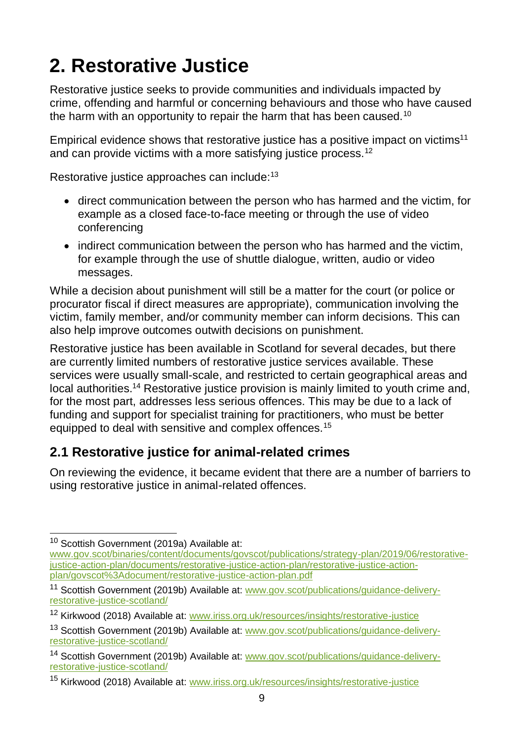# 2. Restorative Justice

Restorative justice seeks to provide communities and individuals impacted by crime, offending and harmful or concerning behaviours and those who have caused the harm with an opportunity to repair the harm that has been caused.[10]

Empirical evidence shows that restorative justice has a positive impact on victims[11] and can provide victims with a more satisfying justice process.[12]

Restorative justice approaches can include:[13]

- direct communication between the person who has harmed and the victim, for example as a closed face-to-face meeting or through the use of video conferencing
- indirect communication between the person who has harmed and the victim, for example through the use of shuttle dialogue, written, audio or video messages.

While a decision about punishment will still be a matter for the court (or police or procurator fiscal if direct measures are appropriate), communication involving the victim, family member, and/or community member can inform decisions. This can also help improve outcomes outwith decisions on punishment.

Restorative justice has been available in Scotland for several decades, but there are currently limited numbers of restorative justice services available. These services were usually small-scale, and restricted to certain geographical areas and local authorities.[14] Restorative justice provision is mainly limited to youth crime and, for the most part, addresses less serious offences. This may be due to a lack of funding and support for specialist training for practitioners, who must be better equipped to deal with sensitive and complex offences.[15]

## 2.1 Restorative justice for animal-related crimes

On reviewing the evidence, it became evident that there are a number of barriers to using restorative justice in animal-related offences.

---

[10] Scottish Government (2019a) Available at: www.gov.scot/binaries/content/documents/govscot/publications/strategy-plan/2019/06/restorative-justice-action-plan/documents/restorative-justice-action-plan/restorative-justice-action-plan/govscot%3Adocument/restorative-justice-action-plan.pdf

[11] Scottish Government (2019b) Available at: www.gov.scot/publications/guidance-delivery-restorative-justice-scotland/

[12] Kirkwood (2018) Available at: www.iriss.org.uk/resources/insights/restorative-justice

[13] Scottish Government (2019b) Available at: www.gov.scot/publications/guidance-delivery-restorative-justice-scotland/

[14] Scottish Government (2019b) Available at: www.gov.scot/publications/guidance-delivery-restorative-justice-scotland/

[15] Kirkwood (2018) Available at: www.iriss.org.uk/resources/insights/restorative-justice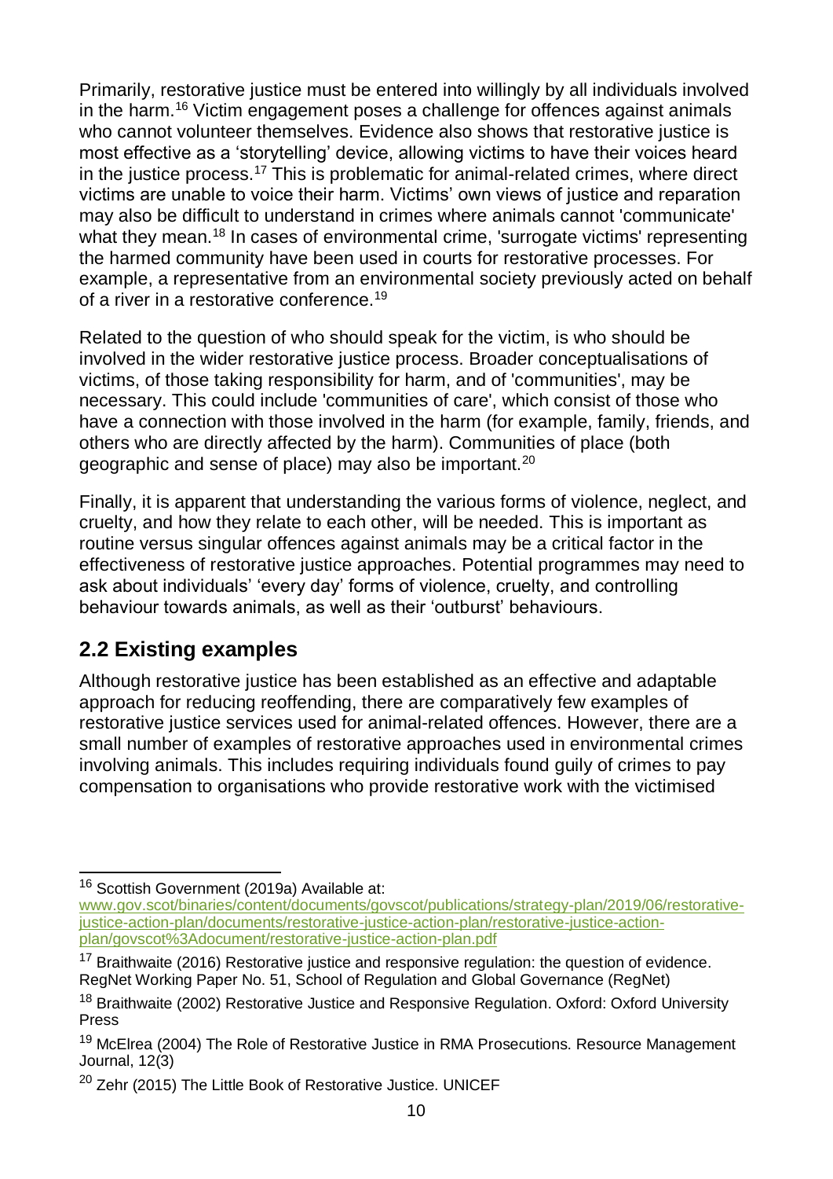Primarily, restorative justice must be entered into willingly by all individuals involved in the harm.[16] Victim engagement poses a challenge for offences against animals who cannot volunteer themselves. Evidence also shows that restorative justice is most effective as a 'storytelling' device, allowing victims to have their voices heard in the justice process.[17] This is problematic for animal-related crimes, where direct victims are unable to voice their harm. Victims' own views of justice and reparation may also be difficult to understand in crimes where animals cannot 'communicate' what they mean.[18] In cases of environmental crime, 'surrogate victims' representing the harmed community have been used in courts for restorative processes. For example, a representative from an environmental society previously acted on behalf of a river in a restorative conference.[19]

Related to the question of who should speak for the victim, is who should be involved in the wider restorative justice process. Broader conceptualisations of victims, of those taking responsibility for harm, and of 'communities', may be necessary. This could include 'communities of care', which consist of those who have a connection with those involved in the harm (for example, family, friends, and others who are directly affected by the harm). Communities of place (both geographic and sense of place) may also be important.[20]

Finally, it is apparent that understanding the various forms of violence, neglect, and cruelty, and how they relate to each other, will be needed. This is important as routine versus singular offences against animals may be a critical factor in the effectiveness of restorative justice approaches. Potential programmes may need to ask about individuals' 'every day' forms of violence, cruelty, and controlling behaviour towards animals, as well as their 'outburst' behaviours.

## 2.2 Existing examples

Although restorative justice has been established as an effective and adaptable approach for reducing reoffending, there are comparatively few examples of restorative justice services used for animal-related offences. However, there are a small number of examples of restorative approaches used in environmental crimes involving animals. This includes requiring individuals found guily of crimes to pay compensation to organisations who provide restorative work with the victimised

---

[16] Scottish Government (2019a) Available at: www.gov.scot/binaries/content/documents/govscot/publications/strategy-plan/2019/06/restorative-justice-action-plan/documents/restorative-justice-action-plan/restorative-justice-action-plan/govscot%3Adocument/restorative-justice-action-plan.pdf

[17] Braithwaite (2016) Restorative justice and responsive regulation: the question of evidence. RegNet Working Paper No. 51, School of Regulation and Global Governance (RegNet)

[18] Braithwaite (2002) Restorative Justice and Responsive Regulation. Oxford: Oxford University Press

[19] McElrea (2004) The Role of Restorative Justice in RMA Prosecutions. Resource Management Journal, 12(3)

[20] Zehr (2015) The Little Book of Restorative Justice. UNICEF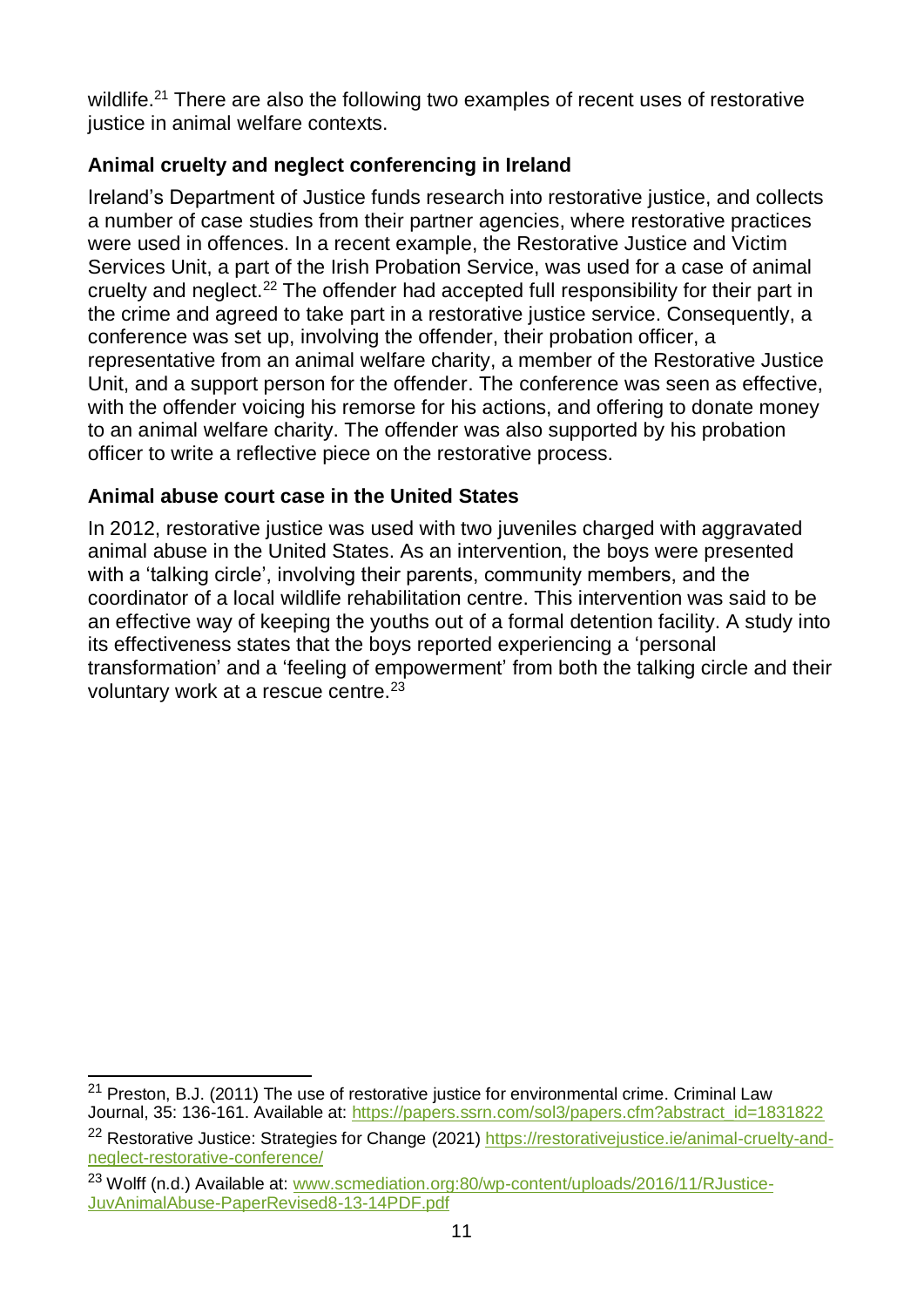wildlife.[21] There are also the following two examples of recent uses of restorative justice in animal welfare contexts.

### Animal cruelty and neglect conferencing in Ireland

Ireland's Department of Justice funds research into restorative justice, and collects a number of case studies from their partner agencies, where restorative practices were used in offences. In a recent example, the Restorative Justice and Victim Services Unit, a part of the Irish Probation Service, was used for a case of animal cruelty and neglect.[22] The offender had accepted full responsibility for their part in the crime and agreed to take part in a restorative justice service. Consequently, a conference was set up, involving the offender, their probation officer, a representative from an animal welfare charity, a member of the Restorative Justice Unit, and a support person for the offender. The conference was seen as effective, with the offender voicing his remorse for his actions, and offering to donate money to an animal welfare charity. The offender was also supported by his probation officer to write a reflective piece on the restorative process.

### Animal abuse court case in the United States

In 2012, restorative justice was used with two juveniles charged with aggravated animal abuse in the United States. As an intervention, the boys were presented with a 'talking circle', involving their parents, community members, and the coordinator of a local wildlife rehabilitation centre. This intervention was said to be an effective way of keeping the youths out of a formal detention facility. A study into its effectiveness states that the boys reported experiencing a 'personal transformation' and a 'feeling of empowerment' from both the talking circle and their voluntary work at a rescue centre.[23]

---

[21] Preston, B.J. (2011) The use of restorative justice for environmental crime. Criminal Law Journal, 35: 136-161. Available at: https://papers.ssrn.com/sol3/papers.cfm?abstract_id=1831822

[22] Restorative Justice: Strategies for Change (2021) https://restorativejustice.ie/animal-cruelty-and-neglect-restorative-conference/

[23] Wolff (n.d.) Available at: www.scmediation.org:80/wp-content/uploads/2016/11/RJustice-JuvAnimalAbuse-PaperRevised8-13-14PDF.pdf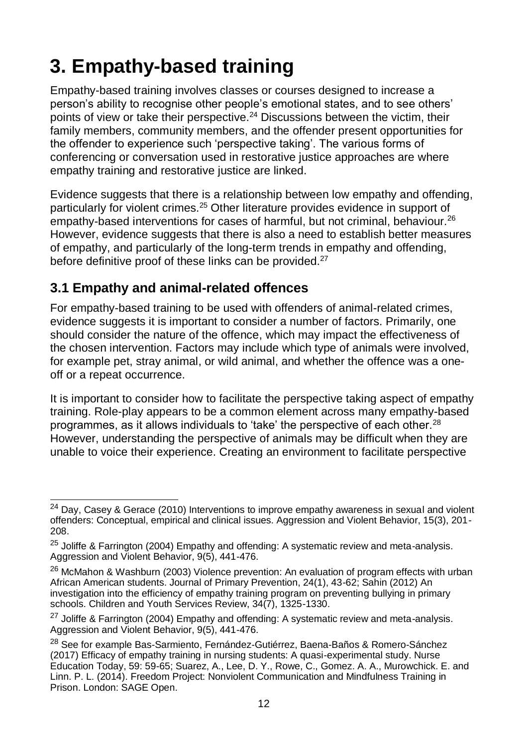# 3. Empathy-based training

Empathy-based training involves classes or courses designed to increase a person's ability to recognise other people's emotional states, and to see others' points of view or take their perspective.[24] Discussions between the victim, their family members, community members, and the offender present opportunities for the offender to experience such 'perspective taking'. The various forms of conferencing or conversation used in restorative justice approaches are where empathy training and restorative justice are linked.

Evidence suggests that there is a relationship between low empathy and offending, particularly for violent crimes.[25] Other literature provides evidence in support of empathy-based interventions for cases of harmful, but not criminal, behaviour.[26] However, evidence suggests that there is also a need to establish better measures of empathy, and particularly of the long-term trends in empathy and offending, before definitive proof of these links can be provided.[27]

## 3.1 Empathy and animal-related offences

For empathy-based training to be used with offenders of animal-related crimes, evidence suggests it is important to consider a number of factors. Primarily, one should consider the nature of the offence, which may impact the effectiveness of the chosen intervention. Factors may include which type of animals were involved, for example pet, stray animal, or wild animal, and whether the offence was a one-off or a repeat occurrence.

It is important to consider how to facilitate the perspective taking aspect of empathy training. Role-play appears to be a common element across many empathy-based programmes, as it allows individuals to 'take' the perspective of each other.[28] However, understanding the perspective of animals may be difficult when they are unable to voice their experience. Creating an environment to facilitate perspective

---

[24] Day, Casey & Gerace (2010) Interventions to improve empathy awareness in sexual and violent offenders: Conceptual, empirical and clinical issues. Aggression and Violent Behavior, 15(3), 201-208.

[25] Joliffe & Farrington (2004) Empathy and offending: A systematic review and meta-analysis. Aggression and Violent Behavior, 9(5), 441-476.

[26] McMahon & Washburn (2003) Violence prevention: An evaluation of program effects with urban African American students. Journal of Primary Prevention, 24(1), 43-62; Sahin (2012) An investigation into the efficiency of empathy training program on preventing bullying in primary schools. Children and Youth Services Review, 34(7), 1325-1330.

[27] Joliffe & Farrington (2004) Empathy and offending: A systematic review and meta-analysis. Aggression and Violent Behavior, 9(5), 441-476.

[28] See for example Bas-Sarmiento, Fernández-Gutiérrez, Baena-Baños & Romero-Sánchez (2017) Efficacy of empathy training in nursing students: A quasi-experimental study. Nurse Education Today, 59: 59-65; Suarez, A., Lee, D. Y., Rowe, C., Gomez. A. A., Murowchick. E. and Linn. P. L. (2014). Freedom Project: Nonviolent Communication and Mindfulness Training in Prison. London: SAGE Open.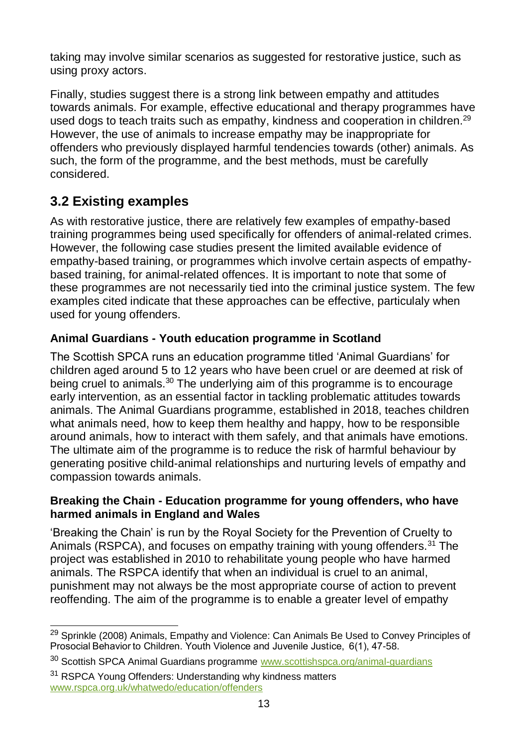taking may involve similar scenarios as suggested for restorative justice, such as using proxy actors.

Finally, studies suggest there is a strong link between empathy and attitudes towards animals. For example, effective educational and therapy programmes have used dogs to teach traits such as empathy, kindness and cooperation in children.[29] However, the use of animals to increase empathy may be inappropriate for offenders who previously displayed harmful tendencies towards (other) animals. As such, the form of the programme, and the best methods, must be carefully considered.

## 3.2 Existing examples

As with restorative justice, there are relatively few examples of empathy-based training programmes being used specifically for offenders of animal-related crimes. However, the following case studies present the limited available evidence of empathy-based training, or programmes which involve certain aspects of empathy-based training, for animal-related offences. It is important to note that some of these programmes are not necessarily tied into the criminal justice system. The few examples cited indicate that these approaches can be effective, particulaly when used for young offenders.

### Animal Guardians - Youth education programme in Scotland

The Scottish SPCA runs an education programme titled 'Animal Guardians' for children aged around 5 to 12 years who have been cruel or are deemed at risk of being cruel to animals.[30] The underlying aim of this programme is to encourage early intervention, as an essential factor in tackling problematic attitudes towards animals. The Animal Guardians programme, established in 2018, teaches children what animals need, how to keep them healthy and happy, how to be responsible around animals, how to interact with them safely, and that animals have emotions. The ultimate aim of the programme is to reduce the risk of harmful behaviour by generating positive child-animal relationships and nurturing levels of empathy and compassion towards animals.

### Breaking the Chain - Education programme for young offenders, who have harmed animals in England and Wales

'Breaking the Chain' is run by the Royal Society for the Prevention of Cruelty to Animals (RSPCA), and focuses on empathy training with young offenders.[31] The project was established in 2010 to rehabilitate young people who have harmed animals. The RSPCA identify that when an individual is cruel to an animal, punishment may not always be the most appropriate course of action to prevent reoffending. The aim of the programme is to enable a greater level of empathy

---

[29] Sprinkle (2008) Animals, Empathy and Violence: Can Animals Be Used to Convey Principles of Prosocial Behavior to Children. Youth Violence and Juvenile Justice, 6(1), 47-58.

[30] Scottish SPCA Animal Guardians programme www.scottishspca.org/animal-guardians

[31] RSPCA Young Offenders: Understanding why kindness matters www.rspca.org.uk/whatwedo/education/offenders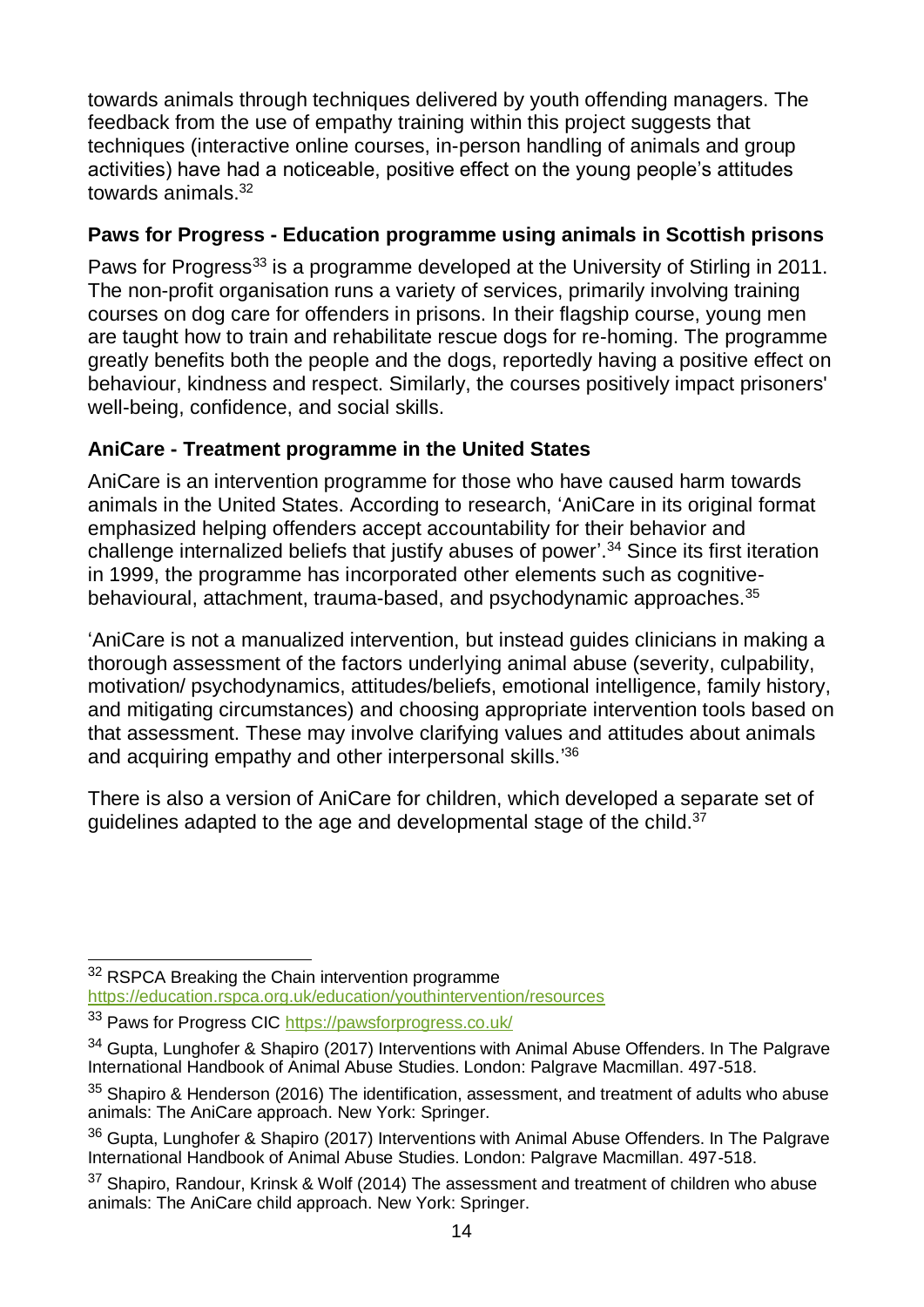towards animals through techniques delivered by youth offending managers. The feedback from the use of empathy training within this project suggests that techniques (interactive online courses, in-person handling of animals and group activities) have had a noticeable, positive effect on the young people's attitudes towards animals.[32]

### Paws for Progress - Education programme using animals in Scottish prisons

Paws for Progress[33] is a programme developed at the University of Stirling in 2011. The non-profit organisation runs a variety of services, primarily involving training courses on dog care for offenders in prisons. In their flagship course, young men are taught how to train and rehabilitate rescue dogs for re-homing. The programme greatly benefits both the people and the dogs, reportedly having a positive effect on behaviour, kindness and respect. Similarly, the courses positively impact prisoners' well-being, confidence, and social skills.

### AniCare - Treatment programme in the United States

AniCare is an intervention programme for those who have caused harm towards animals in the United States. According to research, 'AniCare in its original format emphasized helping offenders accept accountability for their behavior and challenge internalized beliefs that justify abuses of power'.[34] Since its first iteration in 1999, the programme has incorporated other elements such as cognitive-behavioural, attachment, trauma-based, and psychodynamic approaches.[35]

'AniCare is not a manualized intervention, but instead guides clinicians in making a thorough assessment of the factors underlying animal abuse (severity, culpability, motivation/ psychodynamics, attitudes/beliefs, emotional intelligence, family history, and mitigating circumstances) and choosing appropriate intervention tools based on that assessment. These may involve clarifying values and attitudes about animals and acquiring empathy and other interpersonal skills.'[36]

There is also a version of AniCare for children, which developed a separate set of guidelines adapted to the age and developmental stage of the child.[37]

---

[32] RSPCA Breaking the Chain intervention programme https://education.rspca.org.uk/education/youthintervention/resources

[33] Paws for Progress CIC https://pawsforprogress.co.uk/

[34] Gupta, Lunghofer & Shapiro (2017) Interventions with Animal Abuse Offenders. In The Palgrave International Handbook of Animal Abuse Studies. London: Palgrave Macmillan. 497-518.

[35] Shapiro & Henderson (2016) The identification, assessment, and treatment of adults who abuse animals: The AniCare approach. New York: Springer.

[36] Gupta, Lunghofer & Shapiro (2017) Interventions with Animal Abuse Offenders. In The Palgrave International Handbook of Animal Abuse Studies. London: Palgrave Macmillan. 497-518.

[37] Shapiro, Randour, Krinsk & Wolf (2014) The assessment and treatment of children who abuse animals: The AniCare child approach. New York: Springer.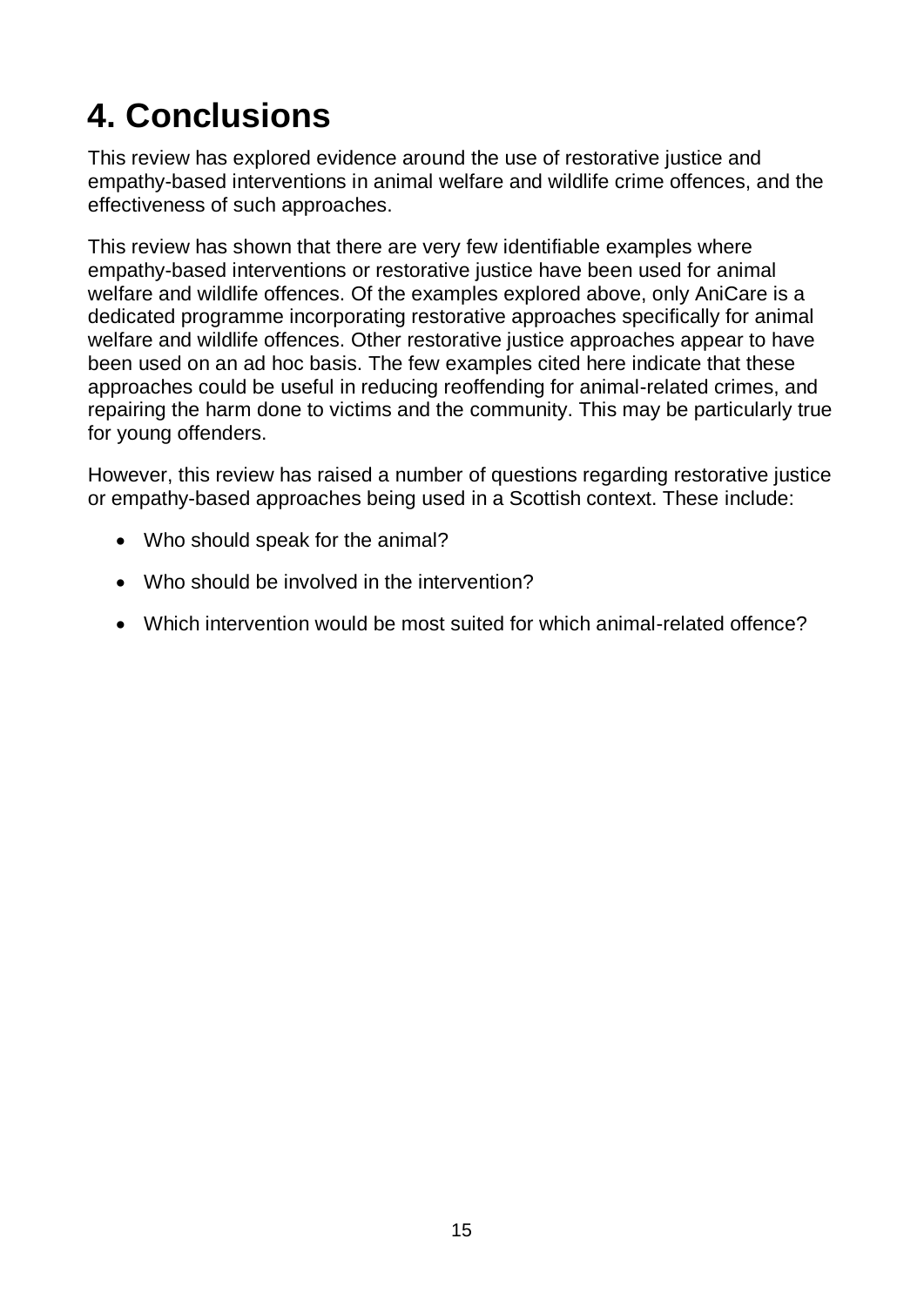# 4. Conclusions

This review has explored evidence around the use of restorative justice and empathy-based interventions in animal welfare and wildlife crime offences, and the effectiveness of such approaches.

This review has shown that there are very few identifiable examples where empathy-based interventions or restorative justice have been used for animal welfare and wildlife offences. Of the examples explored above, only AniCare is a dedicated programme incorporating restorative approaches specifically for animal welfare and wildlife offences. Other restorative justice approaches appear to have been used on an ad hoc basis. The few examples cited here indicate that these approaches could be useful in reducing reoffending for animal-related crimes, and repairing the harm done to victims and the community. This may be particularly true for young offenders.

However, this review has raised a number of questions regarding restorative justice or empathy-based approaches being used in a Scottish context. These include:

- Who should speak for the animal?
- Who should be involved in the intervention?
- Which intervention would be most suited for which animal-related offence?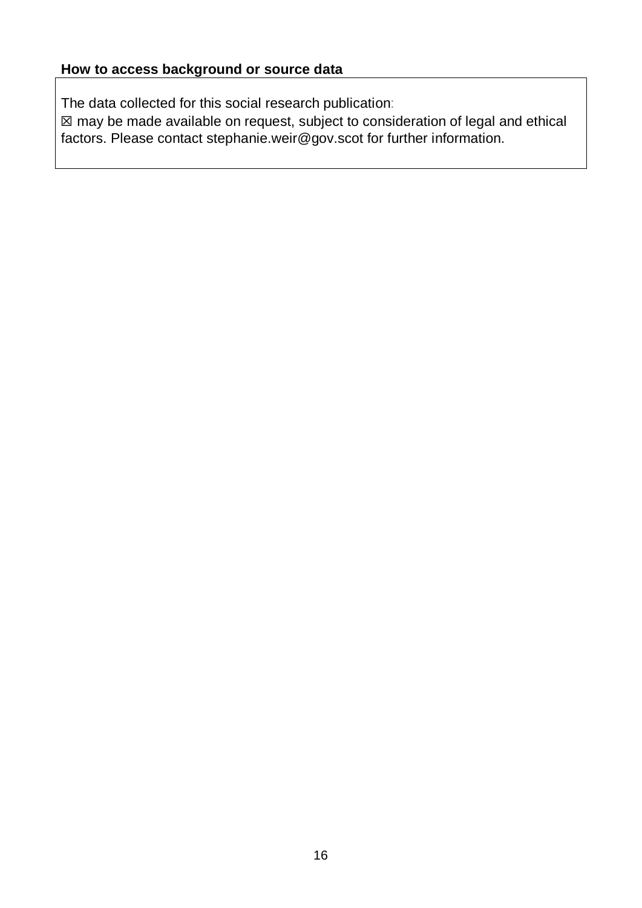**How to access background or source data**

The data collected for this social research publication:

☒ may be made available on request, subject to consideration of legal and ethical factors. Please contact stephanie.weir@gov.scot for further information.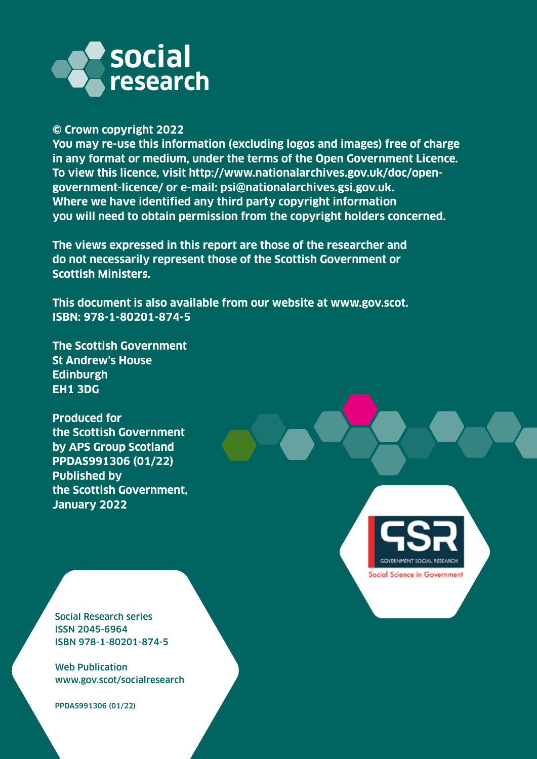social research

**© Crown copyright 2022**
**You may re-use this information (excluding logos and images) free of charge in any format or medium, under the terms of the Open Government Licence. To view this licence, visit http://www.nationalarchives.gov.uk/doc/open-government-licence/ or e-mail: psi@nationalarchives.gsi.gov.uk. Where we have identified any third party copyright information you will need to obtain permission from the copyright holders concerned.**

**The views expressed in this report are those of the researcher and do not necessarily represent those of the Scottish Government or Scottish Ministers.**

**This document is also available from our website at www.gov.scot.**
**ISBN: 978-1-80201-874-5**

**The Scottish Government**
**St Andrew's House**
**Edinburgh**
**EH1 3DG**

**Produced for the Scottish Government by APS Group Scotland**
**PPDAS991306 (01/22)**
**Published by the Scottish Government, January 2022**

GSR
GOVERNMENT SOCIAL RESEARCH
Social Science in Government

Social Research series
ISSN 2045-6964
ISBN 978-1-80201-874-5

Web Publication
www.gov.scot/socialresearch

PPDAS991306 (01/22)